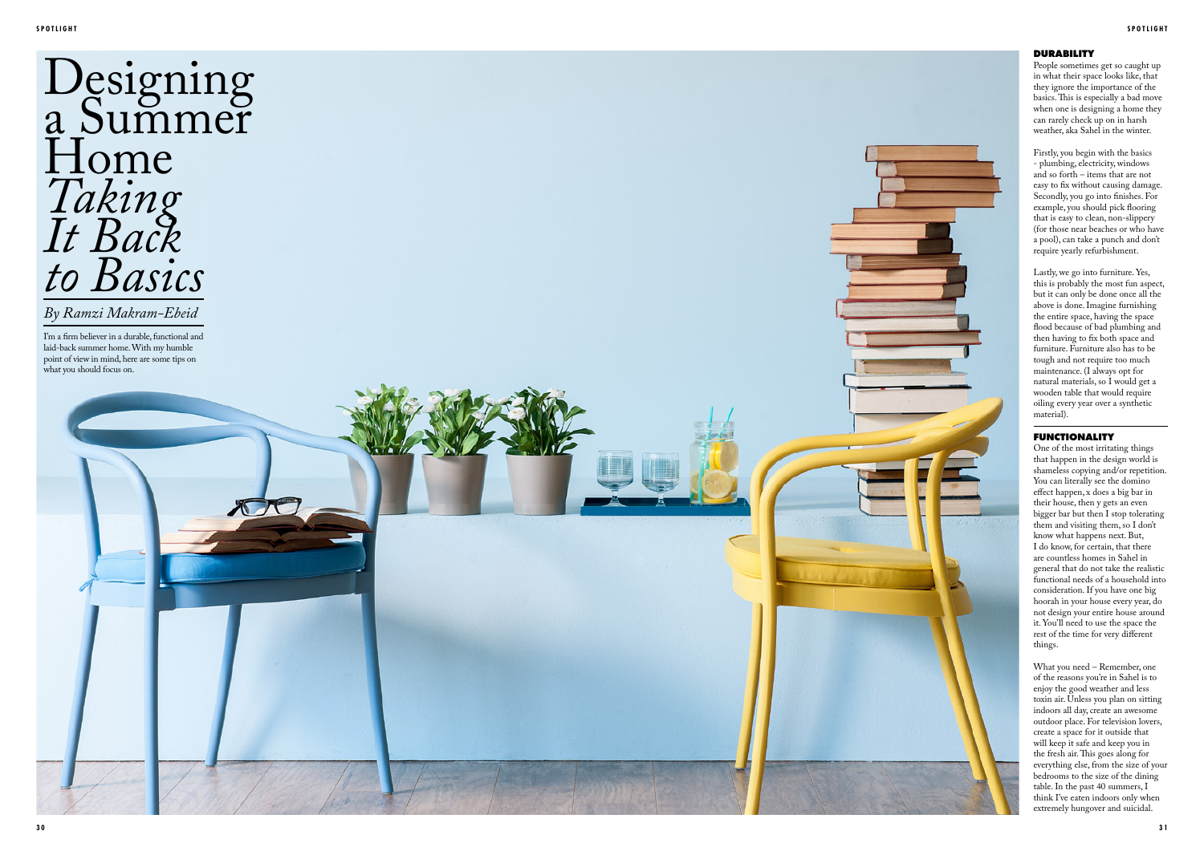# Designing a Summer Home *Taking It Back to Basics*

*By Ramzi Makram-Ebeid*

I'm a firm believer in a durable, functional and laid-back summer home. With my humble point of view in mind, here are some tips on what you should focus on.

## DURABILITY

People sometimes get so caught up in what their space looks like, that they ignore the importance of the basics. This is especially a bad move when one is designing a home they can rarely check up on in harsh weather, aka Sahel in the winter.

Firstly, you begin with the basics - plumbing, electricity, windows and so forth – items that are not easy to fix without causing damage. Secondly, you go into finishes. For example, you should pick flooring that is easy to clean, non-slippery (for those near beaches or who have a pool), can take a punch and don't require yearly refurbishment.

Lastly, we go into furniture. Yes, this is probably the most fun aspect, but it can only be done once all the above is done. Imagine furnishing the entire space, having the space flood because of bad plumbing and then having to fix both space and furniture. Furniture also has to be tough and not require too much maintenance. (I always opt for natural materials, so I would get a wooden table that would require oiling every year over a synthetic material).

## FUNCTIONALITY

One of the most irritating things that happen in the design world is shameless copying and/or repetition. You can literally see the domino effect happen, x does a big bar in their house, then y gets an even bigger bar but then I stop tolerating them and visiting them, so I don't know what happens next. But, I do know, for certain, that there are countless homes in Sahel in general that do not take the realistic functional needs of a household into consideration. If you have one big hoorah in your house every year, do not design your entire house around it. You'll need to use the space the rest of the time for very different things.

What you need – Remember, one of the reasons you're in Sahel is to enjoy the good weather and less toxin air. Unless you plan on sitting indoors all day, create an awesome outdoor place. For television lovers, create a space for it outside that will keep it safe and keep you in the fresh air. This goes along for everything else, from the size of your bedrooms to the size of the dining table. In the past 40 summers, I think I've eaten indoors only when extremely hungover and suicidal.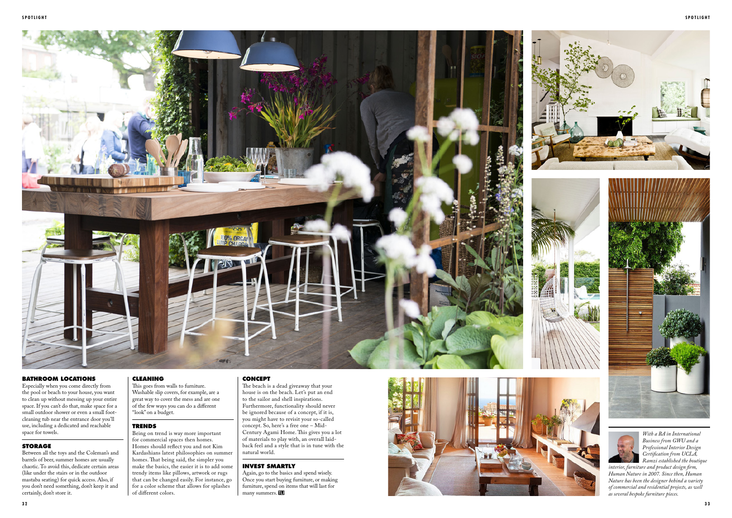## BATHROOM LOCATIONS

Especially when you come directly from the pool or beach to your house, you want to clean up without messing up your entire space. If you can't do that, make space for a small outdoor shower or even a small foot-cleaning tub near the entrance door you'll use, including a dedicated and reachable space for towels.

## STORAGE

Between all the toys and the Coleman's and barrels of beer, summer homes are usually chaotic. To avoid this, dedicate certain areas (like under the stairs or in the outdoor mastaba seating) for quick access. Also, if you don't need something, don't keep it and certainly, don't store it.

## CLEANING

This goes from walls to furniture. Washable slip covers, for example, are a great way to cover the mess and are one of the few ways you can do a different "look" on a budget.

## TRENDS

Being on trend is way more important for commercial spaces then homes. Homes should reflect you and not Kim Kardashians latest philosophies on summer homes. That being said, the simpler you make the basics, the easier it is to add some trendy items like pillows, artwork or rugs that can be changed easily. For instance, go for a color scheme that allows for splashes of different colors.

## CONCEPT

The beach is a dead giveaway that your house is on the beach. Let's put an end to the sailor and shell inspirations. Furthermore, functionality should never be ignored because of a concept, if it is, you might have to revisit your so-called concept. So, here's a free one – Mid-Century Agami Home. This gives you a lot of materials to play with, an overall laid-back feel and a style that is in tune with the natural world.

## INVEST SMARTLY

Again, go to the basics and spend wisely. Once you start buying furniture, or making furniture, spend on items that will last for many summers.

*With a BA in International Business from GWU and a Professional Interior Design Certification from UCLA, Ramzi established the boutique interior, furniture and product design firm, Human Nature in 2007. Since then, Human Nature has been the designer behind a variety of commercial and residential projects, as well as several bespoke furniture pieces.*